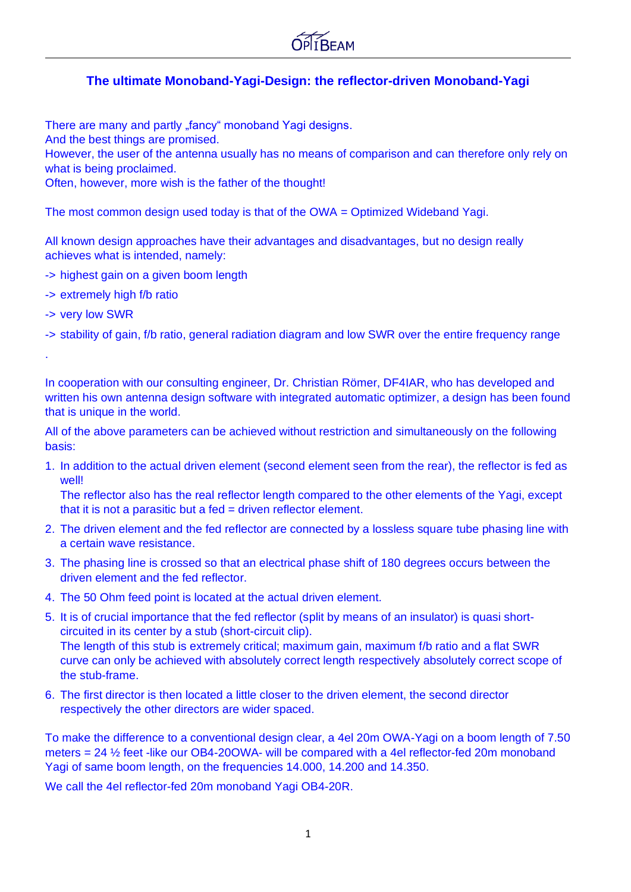# The ultimate Monoband-Yagi-Design: the reflector-driven Monoband-Yagi

There are many and partly „fancy“ monoband Yagi designs.
And the best things are promised.
However, the user of the antenna usually has no means of comparison and can therefore only rely on what is being proclaimed.
Often, however, more wish is the father of the thought!

The most common design used today is that of the OWA = Optimized Wideband Yagi.

All known design approaches have their advantages and disadvantages, but no design really achieves what is intended, namely:

-> highest gain on a given boom length

-> extremely high f/b ratio

-> very low SWR

-> stability of gain, f/b ratio, general radiation diagram and low SWR over the entire frequency range

.

In cooperation with our consulting engineer, Dr. Christian Römer, DF4IAR, who has developed and written his own antenna design software with integrated automatic optimizer, a design has been found that is unique in the world.

All of the above parameters can be achieved without restriction and simultaneously on the following basis:

1. In addition to the actual driven element (second element seen from the rear), the reflector is fed as well!
   The reflector also has the real reflector length compared to the other elements of the Yagi, except that it is not a parasitic but a fed = driven reflector element.
2. The driven element and the fed reflector are connected by a lossless square tube phasing line with a certain wave resistance.
3. The phasing line is crossed so that an electrical phase shift of 180 degrees occurs between the driven element and the fed reflector.
4. The 50 Ohm feed point is located at the actual driven element.
5. It is of crucial importance that the fed reflector (split by means of an insulator) is quasi short-circuited in its center by a stub (short-circuit clip).
   The length of this stub is extremely critical; maximum gain, maximum f/b ratio and a flat SWR curve can only be achieved with absolutely correct length respectively absolutely correct scope of the stub-frame.
6. The first director is then located a little closer to the driven element, the second director respectively the other directors are wider spaced.

To make the difference to a conventional design clear, a 4el 20m OWA-Yagi on a boom length of 7.50 meters = 24 ½ feet -like our OB4-20OWA- will be compared with a 4el reflector-fed 20m monoband Yagi of same boom length, on the frequencies 14.000, 14.200 and 14.350.

We call the 4el reflector-fed 20m monoband Yagi OB4-20R.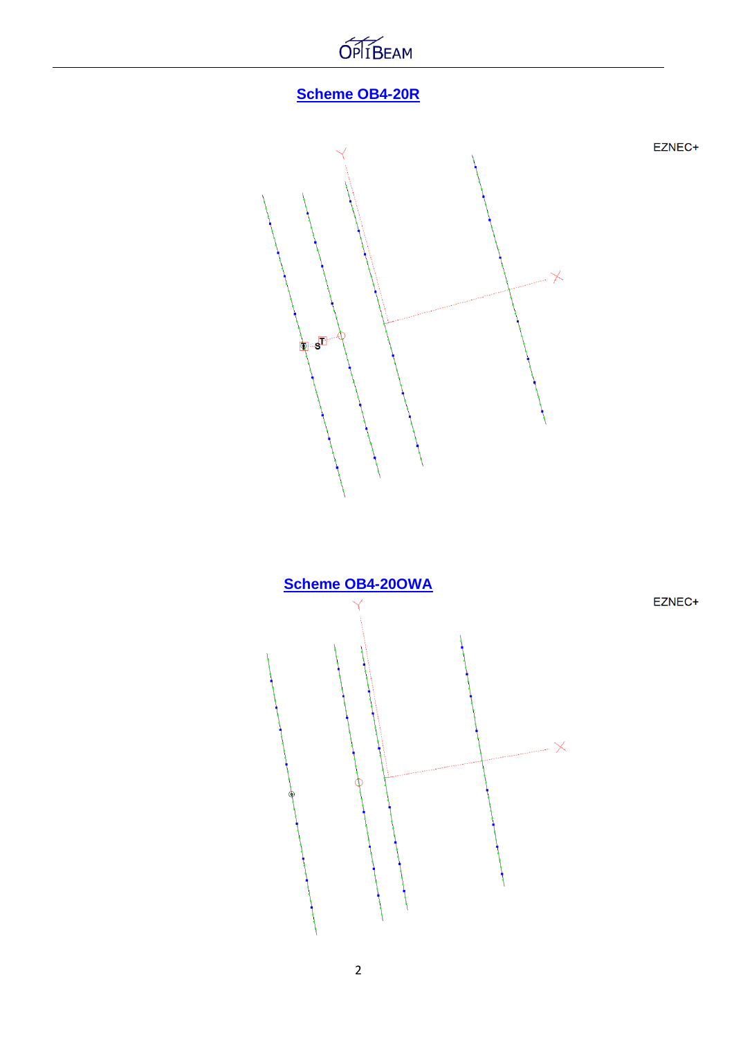## Scheme OB4-20R

EZNEC+

## Scheme OB4-20OWA

EZNEC+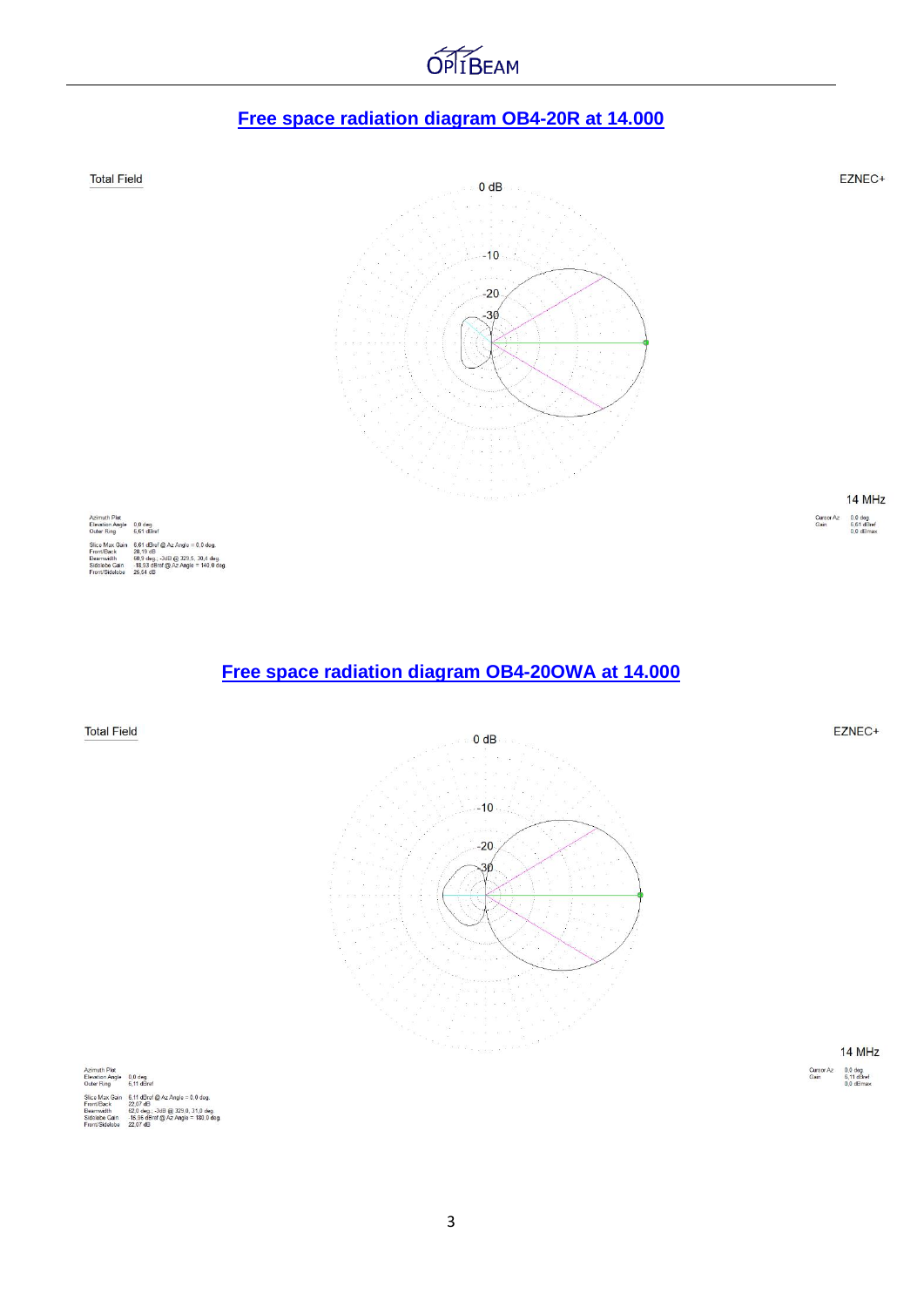## Free space radiation diagram OB4-20R at 14.000

Total Field

EZNEC+

0 dB

-10

-20

-30

14 MHz

Azimuth Plot
Elevation Angle 0,0 deg.
Outer Ring 6,61 dBref

Slice Max Gain 6,61 dBref @ Az Angle = 0,0 deg.
Front/Back 28,19 dB
Beamwidth 60,9 deg.; -3dB @ 329,5, 30,4 deg.
Sidelobe Gain -18,93 dBref @ Az Angle = 140,0 deg.
Front/Sidelobe 25,54 dB

Cursor Az 0,0 deg.
Gain 6,61 dBref
0,0 dBmax

## Free space radiation diagram OB4-20OWA at 14.000

Total Field

EZNEC+

0 dB

-10

-20

-30

14 MHz

Azimuth Plot
Elevation Angle 0,0 deg.
Outer Ring 6,11 dBref

Slice Max Gain 6,11 dBref @ Az Angle = 0,0 deg.
Front/Back 22,07 dB
Beamwidth 62,0 deg.; -3dB @ 329,0, 31,0 deg.
Sidelobe Gain -15,96 dBref @ Az Angle = 180,0 deg.
Front/Sidelobe 22,07 dB

Cursor Az 0,0 deg.
Gain 6,11 dBref
0,0 dBmax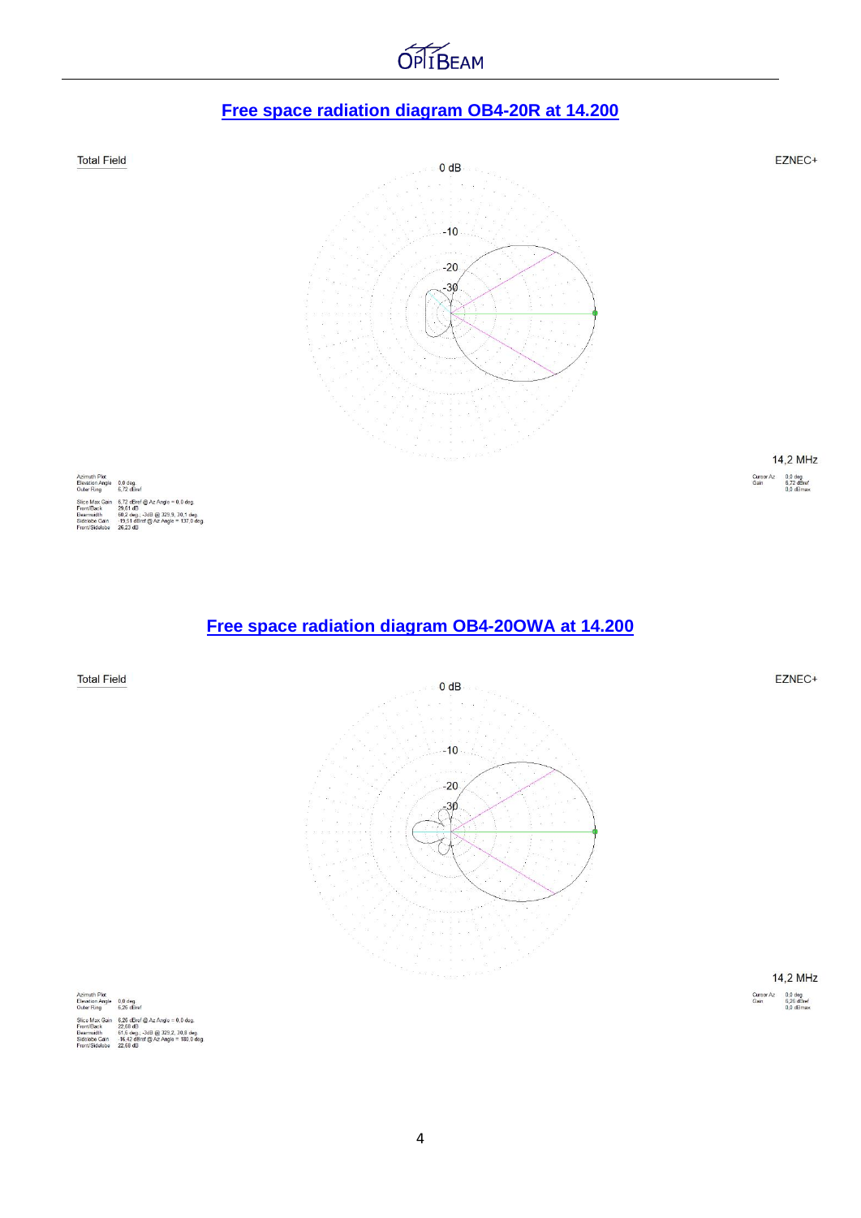## Free space radiation diagram OB4-20R at 14.200

Total Field

EZNEC+

0 dB

-10

-20

-30

14,2 MHz

Azimuth Plot
Elevation Angle 0,0 deg.
Outer Ring 6,72 dBref

Slice Max Gain 6,72 dBref @ Az Angle = 0,0 deg.
Front/Back 29,61 dB
Beamwidth 60,2 deg.; -3dB @ 329,9, 30,1 deg.
Sidelobe Gain -19,51 dBref @ Az Angle = 137,0 deg.
Front/Sidelobe 26,23 dB

Cursor Az 0,0 deg.
Gain 6,72 dBref
0,0 dBmax

## Free space radiation diagram OB4-20OWA at 14.200

Total Field

EZNEC+

0 dB

-10

-20

-30

14,2 MHz

Azimuth Plot
Elevation Angle 0,0 deg.
Outer Ring 6,26 dBref

Slice Max Gain 6,26 dBref @ Az Angle = 0,0 deg.
Front/Back 22,68 dB
Beamwidth 61,6 deg.; -3dB @ 329,2, 30,8 deg.
Sidelobe Gain -16,42 dBref @ Az Angle = 180,0 deg.
Front/Sidelobe 22,68 dB

Cursor Az 0,0 deg.
Gain 6,26 dBref
0,0 dBmax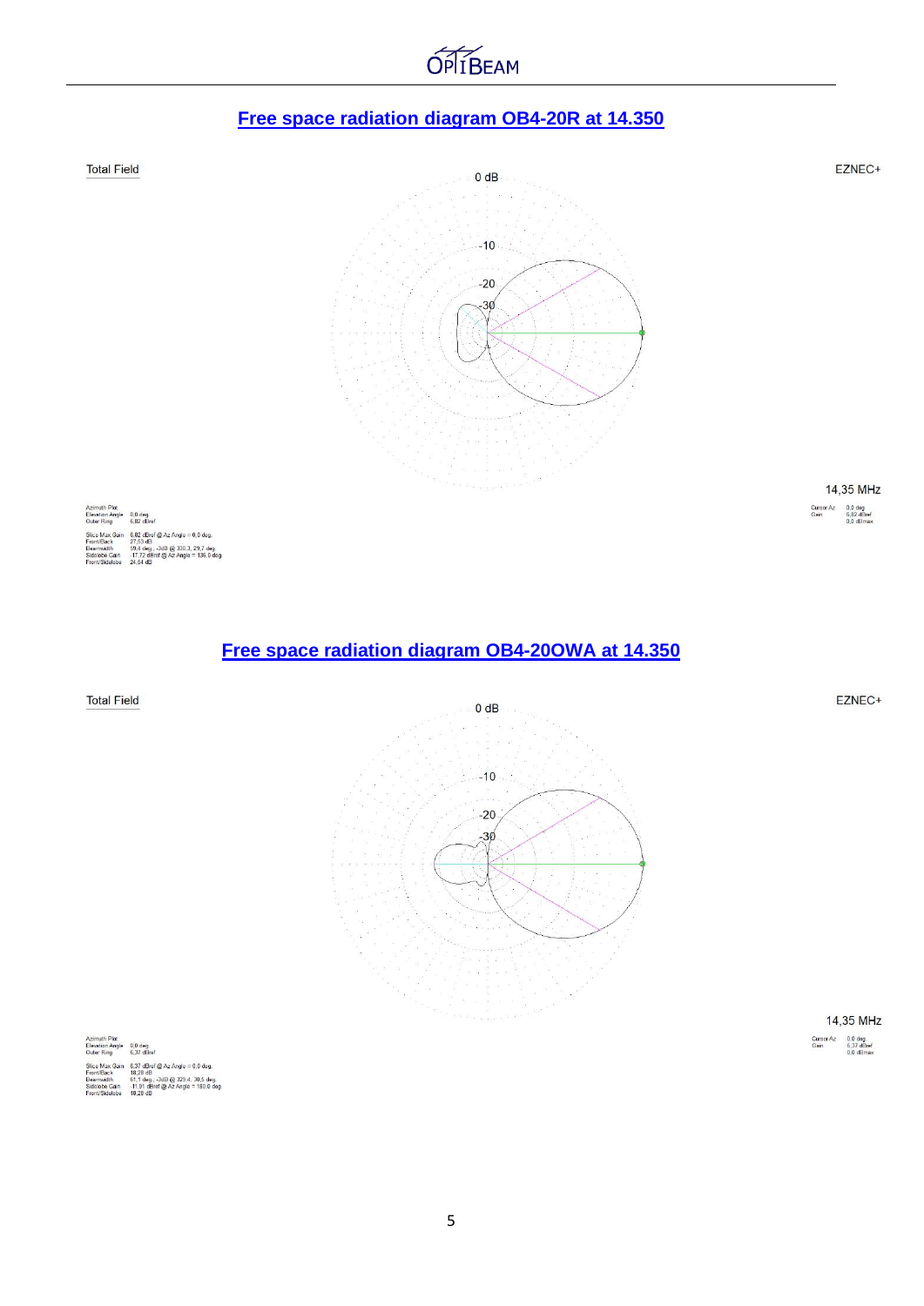## Free space radiation diagram OB4-20R at 14.350

Total Field

EZNEC+

0 dB

-10

-20

-30

14,35 MHz

Azimuth Plot
Elevation Angle 0,0 deg.
Outer Ring 6,82 dBref

Slice Max Gain 6,82 dBref @ Az Angle = 0,0 deg.
Front/Back 27,53 dB
Beamwidth 59,4 deg.; -3dB @ 330,3, 29,7 deg.
Sidelobe Gain -17,72 dBref @ Az Angle = 136,0 deg.
Front/Sidelobe 24,54 dB

Cursor Az 0,0 deg.
Gain 6,82 dBref
0,0 dBmax

## Free space radiation diagram OB4-20OWA at 14.350

Total Field

EZNEC+

0 dB

-10

-20

-30

14,35 MHz

Azimuth Plot
Elevation Angle 0,0 deg.
Outer Ring 6,37 dBref

Slice Max Gain 6,37 dBref @ Az Angle = 0,0 deg.
Front/Back 18,28 dB
Beamwidth 61,1 deg.; -3dB @ 329,4, 30,5 deg.
Sidelobe Gain -11,91 dBref @ Az Angle = 180,0 deg.
Front/Sidelobe 18,28 dB

Cursor Az 0,0 deg.
Gain 6,37 dBref
0,0 dBmax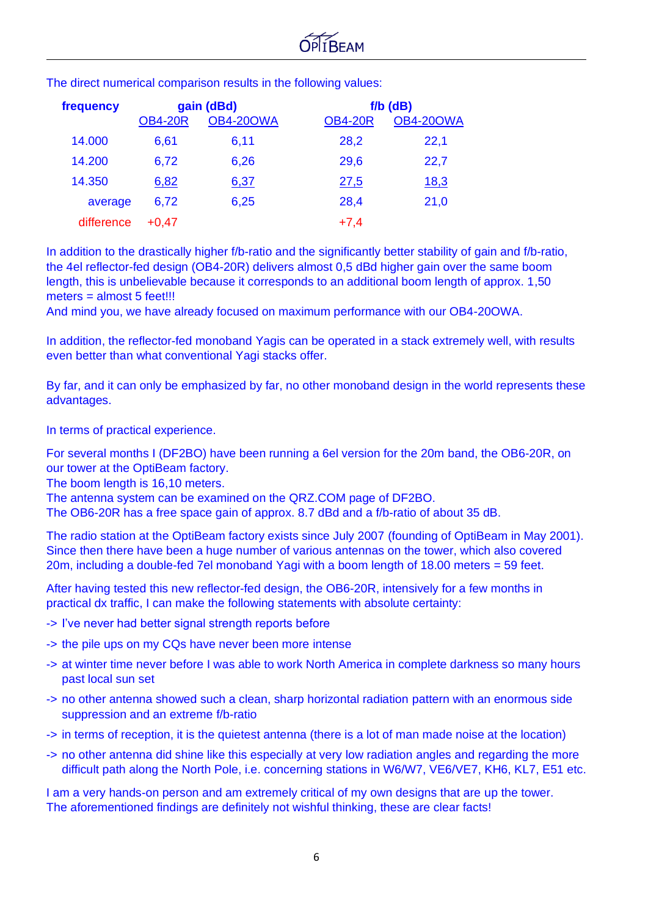The direct numerical comparison results in the following values:

| frequency | gain (dBd) | | f/b (dB) | |
|---|---|---|---|---|
| | OB4-20R | OB4-20OWA | OB4-20R | OB4-20OWA |
| 14.000 | 6,61 | 6,11 | 28,2 | 22,1 |
| 14.200 | 6,72 | 6,26 | 29,6 | 22,7 |
| 14.350 | 6,82 | 6,37 | 27,5 | 18,3 |
| average | 6,72 | 6,25 | 28,4 | 21,0 |
| difference | +0,47 | | +7,4 | |

In addition to the drastically higher f/b-ratio and the significantly better stability of gain and f/b-ratio, the 4el reflector-fed design (OB4-20R) delivers almost 0,5 dBd higher gain over the same boom length, this is unbelievable because it corresponds to an additional boom length of approx. 1,50 meters = almost 5 feet!!!
And mind you, we have already focused on maximum performance with our OB4-20OWA.

In addition, the reflector-fed monoband Yagis can be operated in a stack extremely well, with results even better than what conventional Yagi stacks offer.

By far, and it can only be emphasized by far, no other monoband design in the world represents these advantages.

In terms of practical experience.

For several months I (DF2BO) have been running a 6el version for the 20m band, the OB6-20R, on our tower at the OptiBeam factory.
The boom length is 16,10 meters.
The antenna system can be examined on the QRZ.COM page of DF2BO.
The OB6-20R has a free space gain of approx. 8.7 dBd and a f/b-ratio of about 35 dB.

The radio station at the OptiBeam factory exists since July 2007 (founding of OptiBeam in May 2001). Since then there have been a huge number of various antennas on the tower, which also covered 20m, including a double-fed 7el monoband Yagi with a boom length of 18.00 meters = 59 feet.

After having tested this new reflector-fed design, the OB6-20R, intensively for a few months in practical dx traffic, I can make the following statements with absolute certainty:

- -> I've never had better signal strength reports before
- -> the pile ups on my CQs have never been more intense
- -> at winter time never before I was able to work North America in complete darkness so many hours past local sun set
- -> no other antenna showed such a clean, sharp horizontal radiation pattern with an enormous side suppression and an extreme f/b-ratio
- -> in terms of reception, it is the quietest antenna (there is a lot of man made noise at the location)
- -> no other antenna did shine like this especially at very low radiation angles and regarding the more difficult path along the North Pole, i.e. concerning stations in W6/W7, VE6/VE7, KH6, KL7, E51 etc.

I am a very hands-on person and am extremely critical of my own designs that are up the tower.
The aforementioned findings are definitely not wishful thinking, these are clear facts!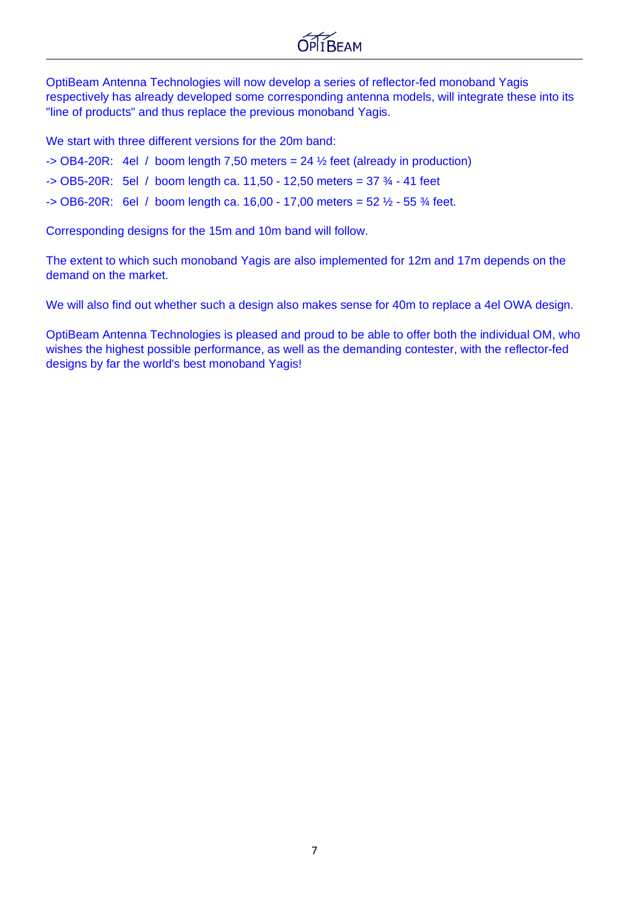OptiBeam Antenna Technologies will now develop a series of reflector-fed monoband Yagis respectively has already developed some corresponding antenna models, will integrate these into its "line of products" and thus replace the previous monoband Yagis.

We start with three different versions for the 20m band:

-> OB4-20R:  4el  /  boom length 7,50 meters = 24 ½ feet (already in production)

-> OB5-20R:  5el  /  boom length ca. 11,50 - 12,50 meters = 37 ¾ - 41 feet

-> OB6-20R:  6el  /  boom length ca. 16,00 - 17,00 meters = 52 ½ - 55 ¾ feet.

Corresponding designs for the 15m and 10m band will follow.

The extent to which such monoband Yagis are also implemented for 12m and 17m depends on the demand on the market.

We will also find out whether such a design also makes sense for 40m to replace a 4el OWA design.

OptiBeam Antenna Technologies is pleased and proud to be able to offer both the individual OM, who wishes the highest possible performance, as well as the demanding contester, with the reflector-fed designs by far the world's best monoband Yagis!